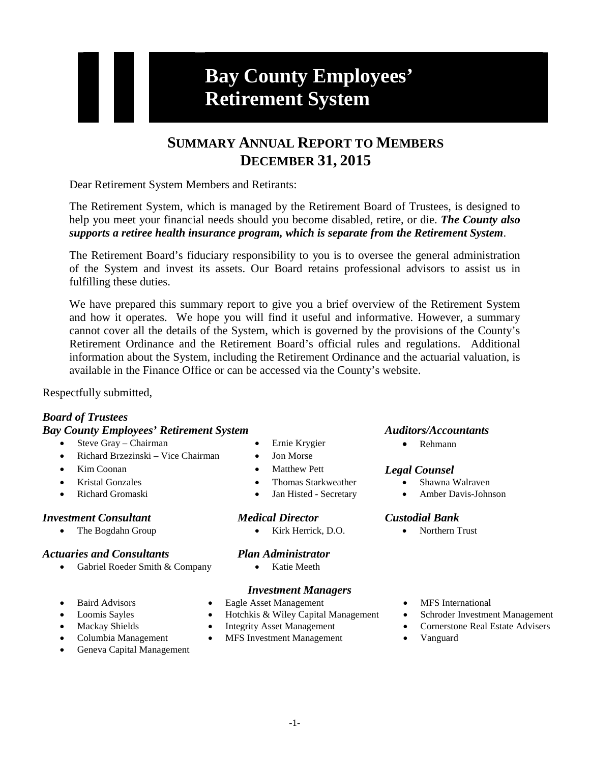# Bay County Employees' Retirement System

## SUMMARY ANNUAL REPORT TO MEMBERS DECEMBER 31, 2015

Dear Retirement System Members and Retirants:

The Retirement System, which is managed by the Retirement Board of Trustees, is designed to help you meet your financial needs should you become disabled, retire, or die. ***The County also supports a retiree health insurance program, which is separate from the Retirement System***.

The Retirement Board's fiduciary responsibility to you is to oversee the general administration of the System and invest its assets. Our Board retains professional advisors to assist us in fulfilling these duties.

We have prepared this summary report to give you a brief overview of the Retirement System and how it operates. We hope you will find it useful and informative. However, a summary cannot cover all the details of the System, which is governed by the provisions of the County's Retirement Ordinance and the Retirement Board's official rules and regulations. Additional information about the System, including the Retirement Ordinance and the actuarial valuation, is available in the Finance Office or can be accessed via the County's website.

Respectfully submitted,

***Board of Trustees***
***Bay County Employees' Retirement System***

- Steve Gray – Chairman
- Richard Brzezinski – Vice Chairman
- Kim Coonan
- Kristal Gonzales
- Richard Gromaski
- Ernie Krygier
- Jon Morse
- Matthew Pett
- Thomas Starkweather
- Jan Histed - Secretary

***Auditors/Accountants***

- Rehmann

***Legal Counsel***

- Shawna Walraven
- Amber Davis-Johnson

***Investment Consultant***

- The Bogdahn Group

***Medical Director***

- Kirk Herrick, D.O.

***Custodial Bank***

- Northern Trust

***Actuaries and Consultants***

- Gabriel Roeder Smith & Company

***Plan Administrator***

- Katie Meeth

***Investment Managers***

- Baird Advisors
- Loomis Sayles
- Mackay Shields
- Columbia Management
- Geneva Capital Management
- Eagle Asset Management
- Hotchkis & Wiley Capital Management
- Integrity Asset Management
- MFS Investment Management
- MFS International
- Schroder Investment Management
- Cornerstone Real Estate Advisers
- Vanguard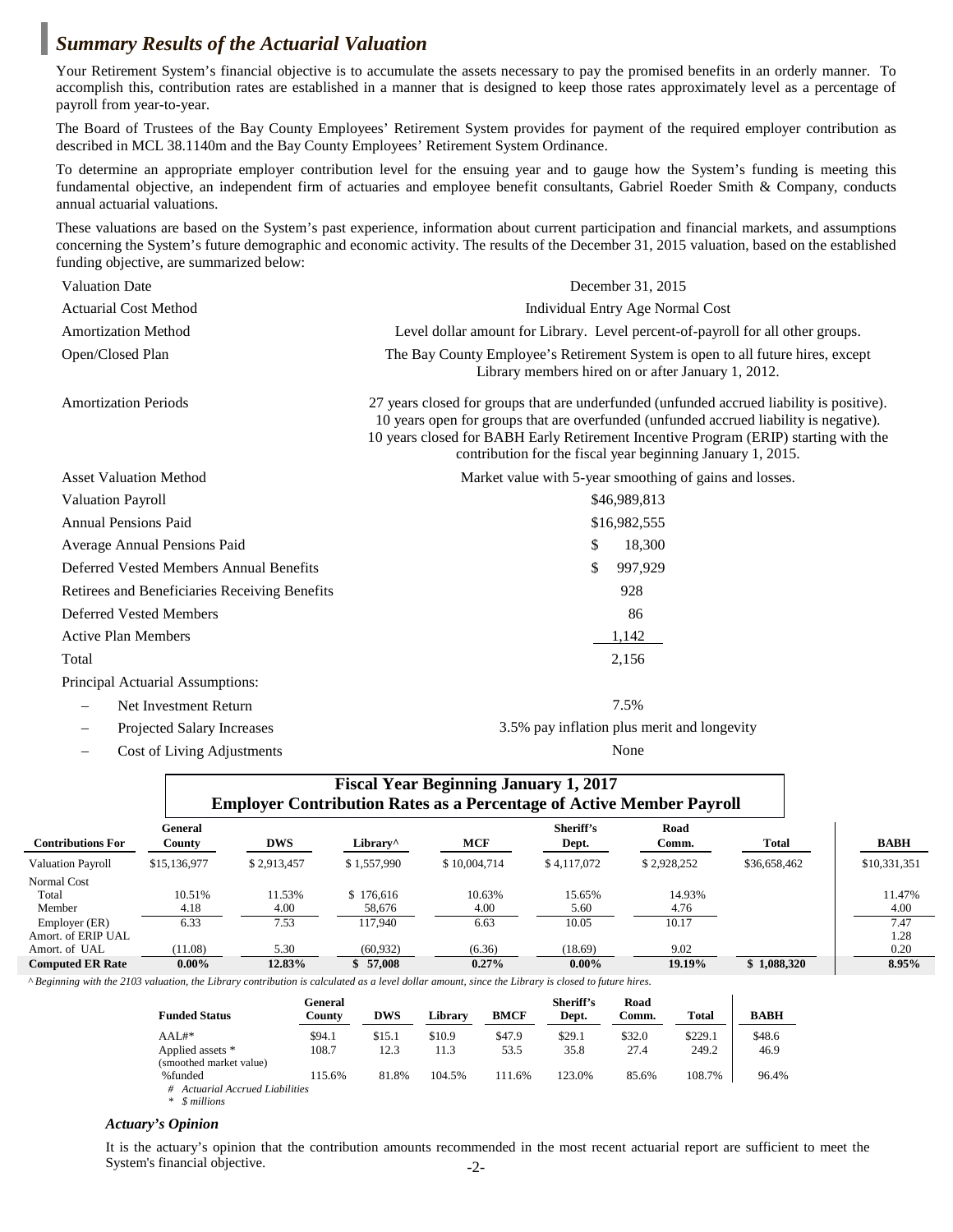## *Summary Results of the Actuarial Valuation*

Your Retirement System's financial objective is to accumulate the assets necessary to pay the promised benefits in an orderly manner. To accomplish this, contribution rates are established in a manner that is designed to keep those rates approximately level as a percentage of payroll from year-to-year.

The Board of Trustees of the Bay County Employees' Retirement System provides for payment of the required employer contribution as described in MCL 38.1140m and the Bay County Employees' Retirement System Ordinance.

To determine an appropriate employer contribution level for the ensuing year and to gauge how the System's funding is meeting this fundamental objective, an independent firm of actuaries and employee benefit consultants, Gabriel Roeder Smith & Company, conducts annual actuarial valuations.

These valuations are based on the System's past experience, information about current participation and financial markets, and assumptions concerning the System's future demographic and economic activity. The results of the December 31, 2015 valuation, based on the established funding objective, are summarized below:

| | |
|---|---|
| Valuation Date | December 31, 2015 |
| Actuarial Cost Method | Individual Entry Age Normal Cost |
| Amortization Method | Level dollar amount for Library. Level percent-of-payroll for all other groups. |
| Open/Closed Plan | The Bay County Employee's Retirement System is open to all future hires, except Library members hired on or after January 1, 2012. |
| Amortization Periods | 27 years closed for groups that are underfunded (unfunded accrued liability is positive). 10 years open for groups that are overfunded (unfunded accrued liability is negative). 10 years closed for BABH Early Retirement Incentive Program (ERIP) starting with the contribution for the fiscal year beginning January 1, 2015. |
| Asset Valuation Method | Market value with 5-year smoothing of gains and losses. |
| Valuation Payroll | $46,989,813 |
| Annual Pensions Paid | $16,982,555 |
| Average Annual Pensions Paid | $ 18,300 |
| Deferred Vested Members Annual Benefits | $ 997,929 |
| Retirees and Beneficiaries Receiving Benefits | 928 |
| Deferred Vested Members | 86 |
| Active Plan Members | 1,142 |
| Total | 2,156 |

Principal Actuarial Assumptions:

- Net Investment Return: 7.5%
- Projected Salary Increases: 3.5% pay inflation plus merit and longevity
- Cost of Living Adjustments: None

**Fiscal Year Beginning January 1, 2017**
**Employer Contribution Rates as a Percentage of Active Member Payroll**

| Contributions For | General County | DWS | Library^ | MCF | Sheriff's Dept. | Road Comm. | Total | BABH |
|---|---|---|---|---|---|---|---|---|
| Valuation Payroll | $15,136,977 | $ 2,913,457 | $ 1,557,990 | $ 10,004,714 | $ 4,117,072 | $ 2,928,252 | $36,658,462 | $10,331,351 |
| Normal Cost | | | | | | | | |
| Total | 10.51% | 11.53% | $ 176,616 | 10.63% | 15.65% | 14.93% | | 11.47% |
| Member | 4.18 | 4.00 | 58,676 | 4.00 | 5.60 | 4.76 | | 4.00 |
| Employer (ER) | 6.33 | 7.53 | 117,940 | 6.63 | 10.05 | 10.17 | | 7.47 |
| Amort. of ERIP UAL | | | | | | | | 1.28 |
| Amort. of UAL | (11.08) | 5.30 | (60,932) | (6.36) | (18.69) | 9.02 | | 0.20 |
| **Computed ER Rate** | **0.00%** | **12.83%** | **$ 57,008** | **0.27%** | **0.00%** | **19.19%** | **$ 1,088,320** | **8.95%** |

*^ Beginning with the 2103 valuation, the Library contribution is calculated as a level dollar amount, since the Library is closed to future hires.*

| Funded Status | General County | DWS | Library | BMCF | Sheriff's Dept. | Road Comm. | Total | BABH |
|---|---|---|---|---|---|---|---|---|
| AAL#* | $94.1 | $15.1 | $10.9 | $47.9 | $29.1 | $32.0 | $229.1 | $48.6 |
| Applied assets * (smoothed market value) | 108.7 | 12.3 | 11.3 | 53.5 | 35.8 | 27.4 | 249.2 | 46.9 |
| %funded | 115.6% | 81.8% | 104.5% | 111.6% | 123.0% | 85.6% | 108.7% | 96.4% |

*# Actuarial Accrued Liabilities*
*\* $ millions*

### *Actuary's Opinion*

It is the actuary's opinion that the contribution amounts recommended in the most recent actuarial report are sufficient to meet the System's financial objective.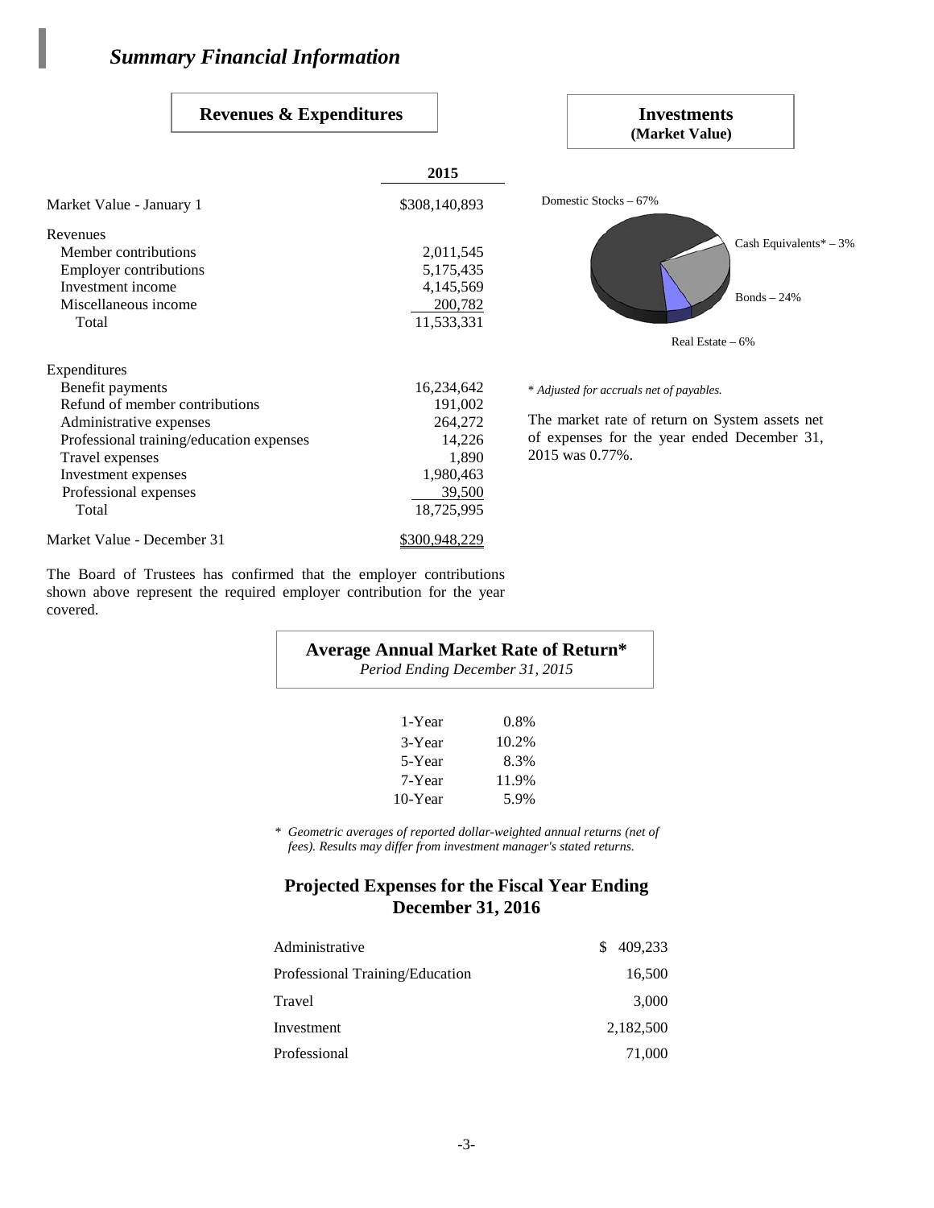# *Summary Financial Information*

## Revenues & Expenditures

| | 2015 |
|---|---|
| Market Value - January 1 | $308,140,893 |
| **Revenues** | |
| Member contributions | 2,011,545 |
| Employer contributions | 5,175,435 |
| Investment income | 4,145,569 |
| Miscellaneous income | 200,782 |
| Total | 11,533,331 |
| **Expenditures** | |
| Benefit payments | 16,234,642 |
| Refund of member contributions | 191,002 |
| Administrative expenses | 264,272 |
| Professional training/education expenses | 14,226 |
| Travel expenses | 1,890 |
| Investment expenses | 1,980,463 |
| Professional expenses | 39,500 |
| Total | 18,725,995 |
| Market Value - December 31 | $300,948,229 |

The Board of Trustees has confirmed that the employer contributions shown above represent the required employer contribution for the year covered.

## Investments (Market Value)

- Domestic Stocks – 67%
- Cash Equivalents* – 3%
- Bonds – 24%
- Real Estate – 6%

*\* Adjusted for accruals net of payables.*

The market rate of return on System assets net of expenses for the year ended December 31, 2015 was 0.77%.

## Average Annual Market Rate of Return*

*Period Ending December 31, 2015*

| | |
|---|---|
| 1-Year | 0.8% |
| 3-Year | 10.2% |
| 5-Year | 8.3% |
| 7-Year | 11.9% |
| 10-Year | 5.9% |

*\* Geometric averages of reported dollar-weighted annual returns (net of fees). Results may differ from investment manager's stated returns.*

## Projected Expenses for the Fiscal Year Ending December 31, 2016

| | |
|---|---|
| Administrative | $ 409,233 |
| Professional Training/Education | 16,500 |
| Travel | 3,000 |
| Investment | 2,182,500 |
| Professional | 71,000 |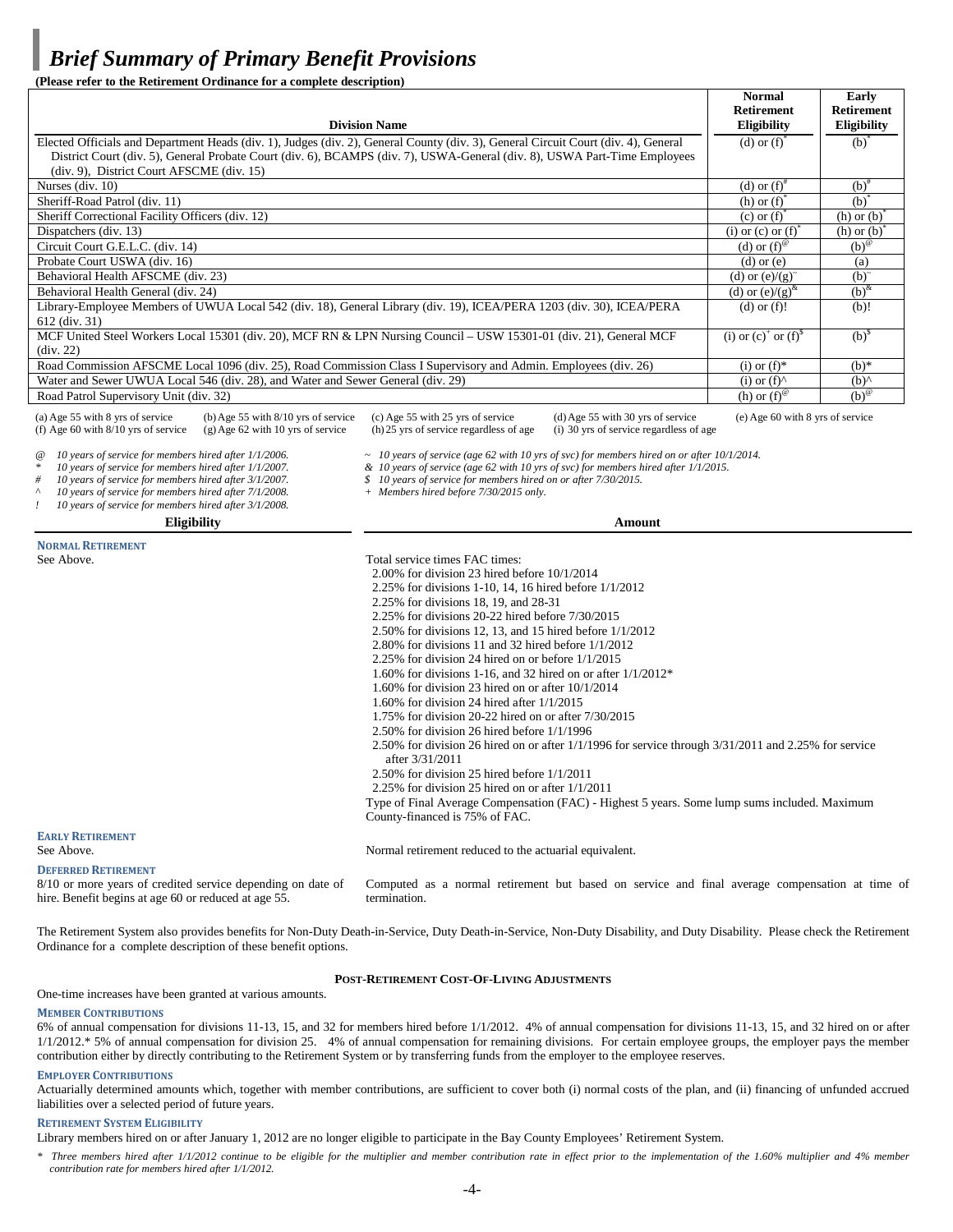# Brief Summary of Primary Benefit Provisions

**(Please refer to the Retirement Ordinance for a complete description)**

| Division Name | Normal Retirement Eligibility | Early Retirement Eligibility |
|---|---|---|
| Elected Officials and Department Heads (div. 1), Judges (div. 2), General County (div. 3), General Circuit Court (div. 4), General District Court (div. 5), General Probate Court (div. 6), BCAMPS (div. 7), USWA-General (div. 8), USWA Part-Time Employees (div. 9), District Court AFSCME (div. 15) | (d) or (f)* | (b)* |
| Nurses (div. 10) | (d) or (f)# | (b)# |
| Sheriff-Road Patrol (div. 11) | (h) or (f)* | (b)* |
| Sheriff Correctional Facility Officers (div. 12) | (c) or (f)* | (h) or (b)* |
| Dispatchers (div. 13) | (i) or (c) or (f)* | (h) or (b)* |
| Circuit Court G.E.L.C. (div. 14) | (d) or (f)@ | (b)@ |
| Probate Court USWA (div. 16) | (d) or (e) | (a) |
| Behavioral Health AFSCME (div. 23) | (d) or (e)/(g)~ | (b)~ |
| Behavioral Health General (div. 24) | (d) or (e)/(g)& | (b)& |
| Library-Employee Members of UWUA Local 542 (div. 18), General Library (div. 19), ICEA/PERA 1203 (div. 30), ICEA/PERA 612 (div. 31) | (d) or (f)! | (b)! |
| MCF United Steel Workers Local 15301 (div. 20), MCF RN & LPN Nursing Council – USW 15301-01 (div. 21), General MCF (div. 22) | (i) or (c)+ or (f)$ | (b)$ |
| Road Commission AFSCME Local 1096 (div. 25), Road Commission Class I Supervisory and Admin. Employees (div. 26) | (i) or (f)* | (b)* |
| Water and Sewer UWUA Local 546 (div. 28), and Water and Sewer General (div. 29) | (i) or (f)^ | (b)^ |
| Road Patrol Supervisory Unit (div. 32) | (h) or (f)@ | (b)@ |

(a) Age 55 with 8 yrs of service
(b) Age 55 with 8/10 yrs of service
(c) Age 55 with 25 yrs of service
(d) Age 55 with 30 yrs of service
(e) Age 60 with 8 yrs of service
(f) Age 60 with 8/10 yrs of service
(g) Age 62 with 10 yrs of service
(h) 25 yrs of service regardless of age
(i) 30 yrs of service regardless of age

*@ 10 years of service for members hired after 1/1/2006.*
*\* 10 years of service for members hired after 1/1/2007.*
*# 10 years of service for members hired after 3/1/2007.*
*^ 10 years of service for members hired after 7/1/2008.*
*! 10 years of service for members hired after 3/1/2008.*
*~ 10 years of service (age 62 with 10 yrs of svc) for members hired on or after 10/1/2014.*
*& 10 years of service (age 62 with 10 yrs of svc) for members hired after 1/1/2015.*
*$ 10 years of service for members hired on or after 7/30/2015.*
*+ Members hired before 7/30/2015 only.*

| Eligibility | Amount |
|---|---|
| **NORMAL RETIREMENT**<br>See Above. | Total service times FAC times:<br>2.00% for division 23 hired before 10/1/2014<br>2.25% for divisions 1-10, 14, 16 hired before 1/1/2012<br>2.25% for divisions 18, 19, and 28-31<br>2.25% for divisions 20-22 hired before 7/30/2015<br>2.50% for divisions 12, 13, and 15 hired before 1/1/2012<br>2.80% for divisions 11 and 32 hired before 1/1/2012<br>2.25% for division 24 hired on or before 1/1/2015<br>1.60% for divisions 1-16, and 32 hired on or after 1/1/2012*<br>1.60% for division 23 hired on or after 10/1/2014<br>1.60% for division 24 hired after 1/1/2015<br>1.75% for division 20-22 hired on or after 7/30/2015<br>2.50% for division 26 hired before 1/1/1996<br>2.50% for division 26 hired on or after 1/1/1996 for service through 3/31/2011 and 2.25% for service after 3/31/2011<br>2.50% for division 25 hired before 1/1/2011<br>2.25% for division 25 hired on or after 1/1/2011<br>Type of Final Average Compensation (FAC) - Highest 5 years. Some lump sums included. Maximum County-financed is 75% of FAC. |
| **EARLY RETIREMENT**<br>See Above. | Normal retirement reduced to the actuarial equivalent. |
| **DEFERRED RETIREMENT**<br>8/10 or more years of credited service depending on date of hire. Benefit begins at age 60 or reduced at age 55. | Computed as a normal retirement but based on service and final average compensation at time of termination. |

The Retirement System also provides benefits for Non-Duty Death-in-Service, Duty Death-in-Service, Non-Duty Disability, and Duty Disability. Please check the Retirement Ordinance for a complete description of these benefit options.

### POST-RETIREMENT COST-OF-LIVING ADJUSTMENTS

One-time increases have been granted at various amounts.

### MEMBER CONTRIBUTIONS

6% of annual compensation for divisions 11-13, 15, and 32 for members hired before 1/1/2012. 4% of annual compensation for divisions 11-13, 15, and 32 hired on or after 1/1/2012.* 5% of annual compensation for division 25. 4% of annual compensation for remaining divisions. For certain employee groups, the employer pays the member contribution either by directly contributing to the Retirement System or by transferring funds from the employer to the employee reserves.

### EMPLOYER CONTRIBUTIONS

Actuarially determined amounts which, together with member contributions, are sufficient to cover both (i) normal costs of the plan, and (ii) financing of unfunded accrued liabilities over a selected period of future years.

### RETIREMENT SYSTEM ELIGIBILITY

Library members hired on or after January 1, 2012 are no longer eligible to participate in the Bay County Employees' Retirement System.

*\* Three members hired after 1/1/2012 continue to be eligible for the multiplier and member contribution rate in effect prior to the implementation of the 1.60% multiplier and 4% member contribution rate for members hired after 1/1/2012.*